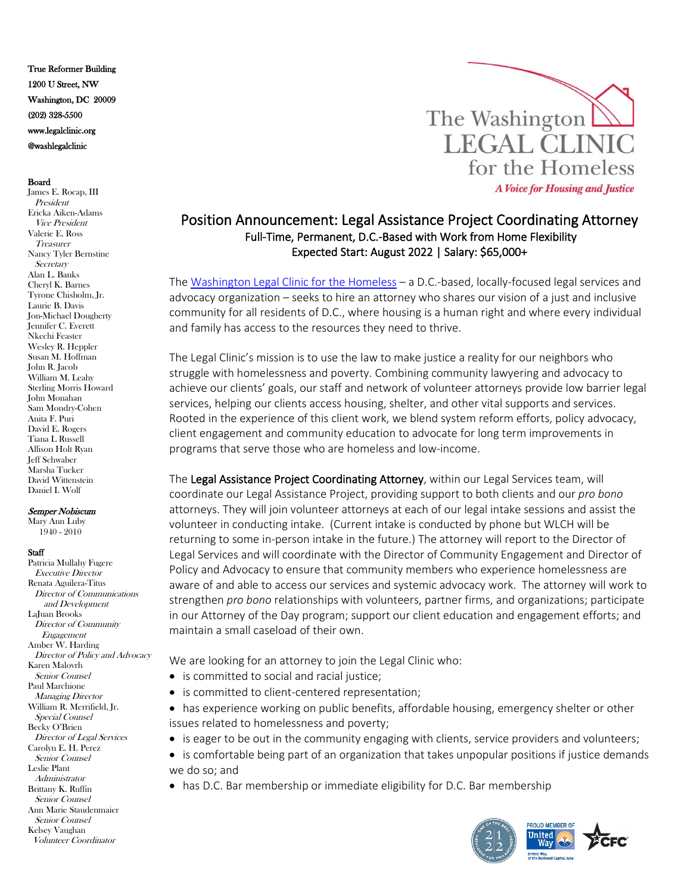True Reformer Building
1200 U Street, NW
Washington, DC 20009
(202) 328-5500
www.legalclinic.org
@washlegalclinic

**Board**
James E. Rocap, III
*President*
Ericka Aiken-Adams
*Vice President*
Valerie E. Ross
*Treasurer*
Nancy Tyler Bernstine
*Secretary*
Alan L. Banks
Cheryl K. Barnes
Tyrone Chisholm, Jr.
Laurie B. Davis
Jon-Michael Dougherty
Jennifer C. Everett
Nkechi Feaster
Wesley R. Heppler
Susan M. Hoffman
John R. Jacob
William M. Leahy
Sterling Morris Howard
John Monahan
Sam Mondry-Cohen
Anita F. Puri
David E. Rogers
Tiana L Russell
Allison Holt Ryan
Jeff Schwaber
Marsha Tucker
David Wittenstein
Daniel I. Wolf

***Semper Nobiscum***
Mary Ann Luby
1940 - 2010

**Staff**
Patricia Mullahy Fugere
*Executive Director*
Renata Aguilera-Titus
*Director of Communications and Development*
LaJuan Brooks
*Director of Community Engagement*
Amber W. Harding
*Director of Policy and Advocacy*
Karen Malovrh
*Senior Counsel*
Paul Marchione
*Managing Director*
William R. Merrifield, Jr.
*Special Counsel*
Becky O'Brien
*Director of Legal Services*
Carolyn E. H. Perez
*Senior Counsel*
Leslie Plant
*Administrator*
Brittany K. Ruffin
*Senior Counsel*
Ann Marie Staudenmaier
*Senior Counsel*
Kelsey Vaughan
*Volunteer Coordinator*

The Washington LEGAL CLINIC for the Homeless
*A Voice for Housing and Justice*

# Position Announcement: Legal Assistance Project Coordinating Attorney

Full-Time, Permanent, D.C.-Based with Work from Home Flexibility
Expected Start: August 2022 | Salary: $65,000+

The Washington Legal Clinic for the Homeless – a D.C.-based, locally-focused legal services and advocacy organization – seeks to hire an attorney who shares our vision of a just and inclusive community for all residents of D.C., where housing is a human right and where every individual and family has access to the resources they need to thrive.

The Legal Clinic's mission is to use the law to make justice a reality for our neighbors who struggle with homelessness and poverty. Combining community lawyering and advocacy to achieve our clients' goals, our staff and network of volunteer attorneys provide low barrier legal services, helping our clients access housing, shelter, and other vital supports and services. Rooted in the experience of this client work, we blend system reform efforts, policy advocacy, client engagement and community education to advocate for long term improvements in programs that serve those who are homeless and low-income.

The **Legal Assistance Project Coordinating Attorney**, within our Legal Services team, will coordinate our Legal Assistance Project, providing support to both clients and our *pro bono* attorneys. They will join volunteer attorneys at each of our legal intake sessions and assist the volunteer in conducting intake. (Current intake is conducted by phone but WLCH will be returning to some in-person intake in the future.) The attorney will report to the Director of Legal Services and will coordinate with the Director of Community Engagement and Director of Policy and Advocacy to ensure that community members who experience homelessness are aware of and able to access our services and systemic advocacy work. The attorney will work to strengthen *pro bono* relationships with volunteers, partner firms, and organizations; participate in our Attorney of the Day program; support our client education and engagement efforts; and maintain a small caseload of their own.

We are looking for an attorney to join the Legal Clinic who:

- is committed to social and racial justice;
- is committed to client-centered representation;
- has experience working on public benefits, affordable housing, emergency shelter or other issues related to homelessness and poverty;
- is eager to be out in the community engaging with clients, service providers and volunteers;
- is comfortable being part of an organization that takes unpopular positions if justice demands we do so; and
- has D.C. Bar membership or immediate eligibility for D.C. Bar membership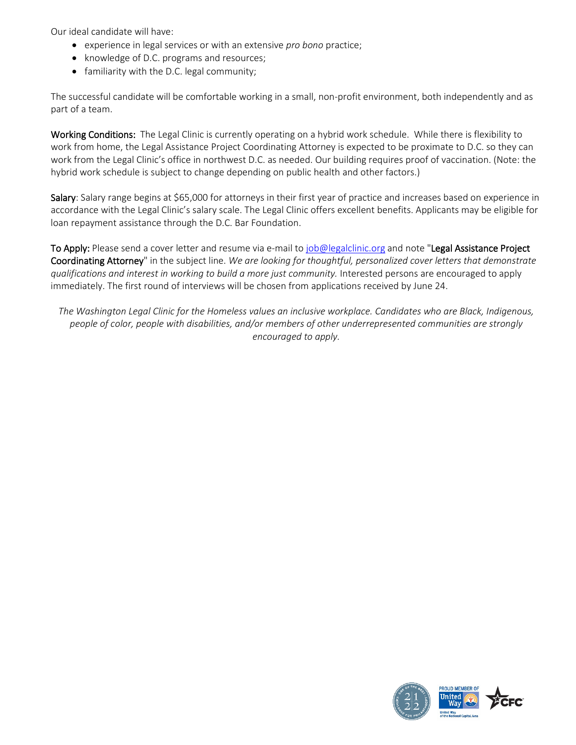Our ideal candidate will have:

- experience in legal services or with an extensive *pro bono* practice;
- knowledge of D.C. programs and resources;
- familiarity with the D.C. legal community;

The successful candidate will be comfortable working in a small, non-profit environment, both independently and as part of a team.

**Working Conditions:** The Legal Clinic is currently operating on a hybrid work schedule. While there is flexibility to work from home, the Legal Assistance Project Coordinating Attorney is expected to be proximate to D.C. so they can work from the Legal Clinic's office in northwest D.C. as needed. Our building requires proof of vaccination. (Note: the hybrid work schedule is subject to change depending on public health and other factors.)

**Salary**: Salary range begins at $65,000 for attorneys in their first year of practice and increases based on experience in accordance with the Legal Clinic's salary scale. The Legal Clinic offers excellent benefits. Applicants may be eligible for loan repayment assistance through the D.C. Bar Foundation.

**To Apply:** Please send a cover letter and resume via e-mail to job@legalclinic.org and note "**Legal Assistance Project Coordinating Attorney**" in the subject line. *We are looking for thoughtful, personalized cover letters that demonstrate qualifications and interest in working to build a more just community.* Interested persons are encouraged to apply immediately. The first round of interviews will be chosen from applications received by June 24.

*The Washington Legal Clinic for the Homeless values an inclusive workplace. Candidates who are Black, Indigenous, people of color, people with disabilities, and/or members of other underrepresented communities are strongly encouraged to apply.*